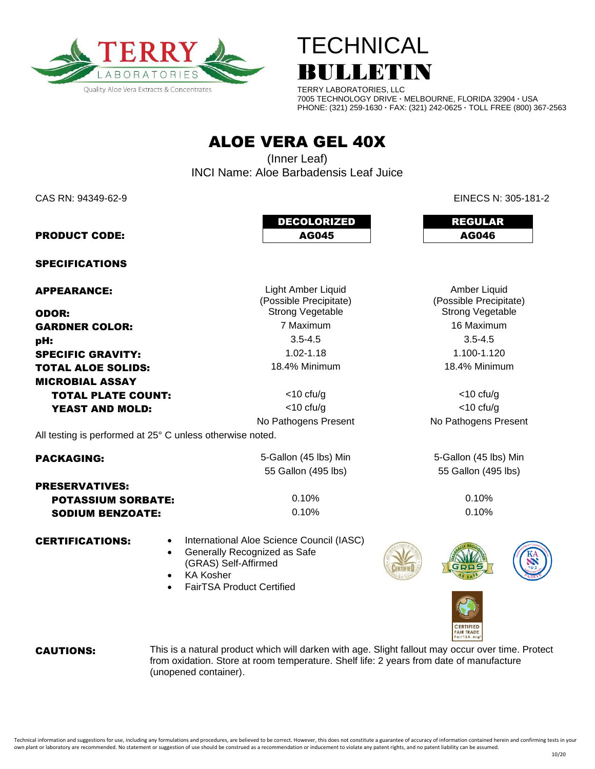TERRY LABORATORIES

Quality Aloe Vera Extracts & Concentrates

# TECHNICAL BULLETIN

TERRY LABORATORIES, LLC
7005 TECHNOLOGY DRIVE · MELBOURNE, FLORIDA 32904 · USA
PHONE: (321) 259-1630 · FAX: (321) 242-0625 · TOLL FREE (800) 367-2563

# ALOE VERA GEL 40X

(Inner Leaf)
INCI Name: Aloe Barbadensis Leaf Juice

CAS RN: 94349-62-9

EINECS N: 305-181-2

| | DECOLORIZED | REGULAR |
|---|---|---|
| **PRODUCT CODE:** | **AG045** | **AG046** |
| **SPECIFICATIONS** | | |
| **APPEARANCE:** | Light Amber Liquid (Possible Precipitate) | Amber Liquid (Possible Precipitate) |
| **ODOR:** | Strong Vegetable | Strong Vegetable |
| **GARDNER COLOR:** | 7 Maximum | 16 Maximum |
| **pH:** | 3.5-4.5 | 3.5-4.5 |
| **SPECIFIC GRAVITY:** | 1.02-1.18 | 1.100-1.120 |
| **TOTAL ALOE SOLIDS:** | 18.4% Minimum | 18.4% Minimum |
| **MICROBIAL ASSAY** | | |
| **TOTAL PLATE COUNT:** | <10 cfu/g | <10 cfu/g |
| **YEAST AND MOLD:** | <10 cfu/g | <10 cfu/g |
| | No Pathogens Present | No Pathogens Present |

All testing is performed at 25° C unless otherwise noted.

| | | |
|---|---|---|
| **PACKAGING:** | 5-Gallon (45 lbs) Min<br>55 Gallon (495 lbs) | 5-Gallon (45 lbs) Min<br>55 Gallon (495 lbs) |
| **PRESERVATIVES:** | | |
| **POTASSIUM SORBATE:** | 0.10% | 0.10% |
| **SODIUM BENZOATE:** | 0.10% | 0.10% |

**CERTIFICATIONS:**

- International Aloe Science Council (IASC)
- Generally Recognized as Safe (GRAS) Self-Affirmed
- KA Kosher
- FairTSA Product Certified

**CAUTIONS:** This is a natural product which will darken with age. Slight fallout may occur over time. Protect from oxidation. Store at room temperature. Shelf life: 2 years from date of manufacture (unopened container).

Technical information and suggestions for use, including any formulations and procedures, are believed to be correct. However, this does not constitute a guarantee of accuracy of information contained herein and confirming tests in your own plant or laboratory are recommended. No statement or suggestion of use should be construed as a recommendation or inducement to violate any patent rights, and no patent liability can be assumed.

10/20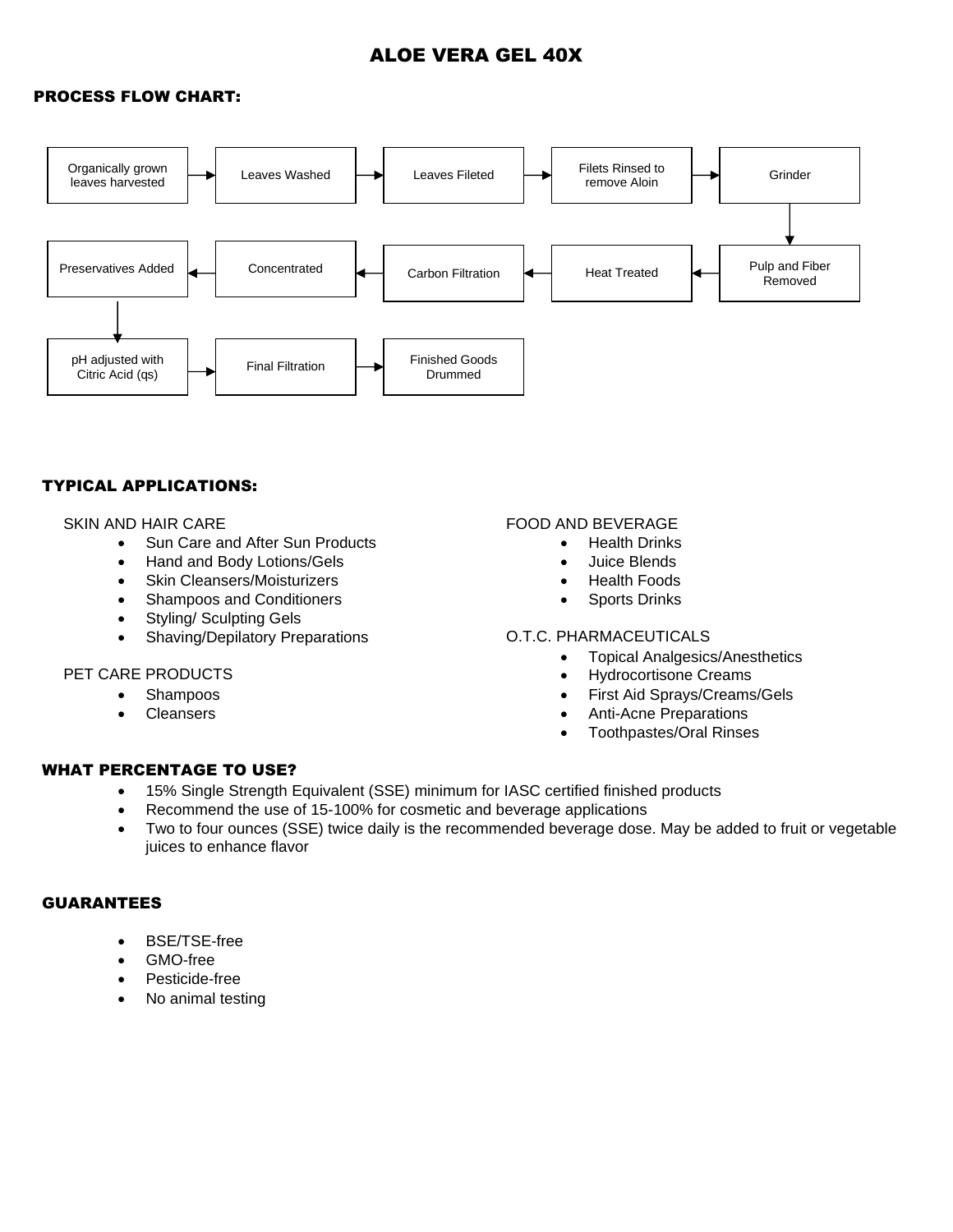# ALOE VERA GEL 40X

## PROCESS FLOW CHART:

Organically grown leaves harvested → Leaves Washed → Leaves Fileted → Filets Rinsed to remove Aloin → Grinder → Pulp and Fiber Removed → Heat Treated → Carbon Filtration → Concentrated → Preservatives Added → pH adjusted with Citric Acid (qs) → Final Filtration → Finished Goods Drummed

## TYPICAL APPLICATIONS:

SKIN AND HAIR CARE

- Sun Care and After Sun Products
- Hand and Body Lotions/Gels
- Skin Cleansers/Moisturizers
- Shampoos and Conditioners
- Styling/ Sculpting Gels
- Shaving/Depilatory Preparations

PET CARE PRODUCTS

- Shampoos
- Cleansers

FOOD AND BEVERAGE

- Health Drinks
- Juice Blends
- Health Foods
- Sports Drinks

O.T.C. PHARMACEUTICALS

- Topical Analgesics/Anesthetics
- Hydrocortisone Creams
- First Aid Sprays/Creams/Gels
- Anti-Acne Preparations
- Toothpastes/Oral Rinses

## WHAT PERCENTAGE TO USE?

- 15% Single Strength Equivalent (SSE) minimum for IASC certified finished products
- Recommend the use of 15-100% for cosmetic and beverage applications
- Two to four ounces (SSE) twice daily is the recommended beverage dose. May be added to fruit or vegetable juices to enhance flavor

## GUARANTEES

- BSE/TSE-free
- GMO-free
- Pesticide-free
- No animal testing